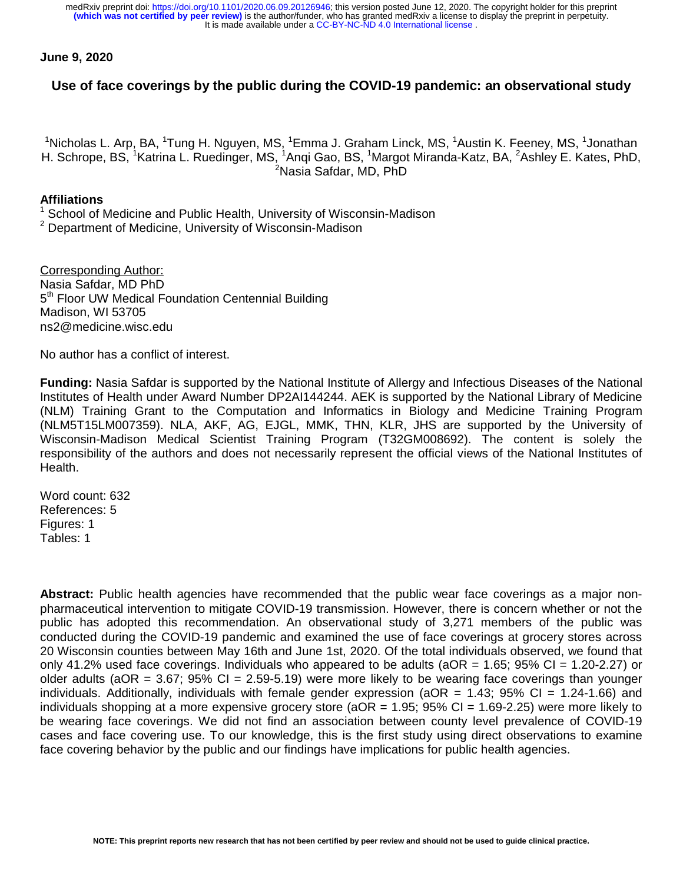**June 9, 2020**

# Use of face coverings by the public during the COVID-19 pandemic: an observational study

[1]Nicholas L. Arp, BA, [1]Tung H. Nguyen, MS, [1]Emma J. Graham Linck, MS, [1]Austin K. Feeney, MS, [1]Jonathan H. Schrope, BS, [1]Katrina L. Ruedinger, MS, [1]Anqi Gao, BS, [1]Margot Miranda-Katz, BA, [2]Ashley E. Kates, PhD, [2]Nasia Safdar, MD, PhD

**Affiliations**

[1] School of Medicine and Public Health, University of Wisconsin-Madison
[2] Department of Medicine, University of Wisconsin-Madison

Corresponding Author:
Nasia Safdar, MD PhD
5th Floor UW Medical Foundation Centennial Building
Madison, WI 53705
ns2@medicine.wisc.edu

No author has a conflict of interest.

**Funding:** Nasia Safdar is supported by the National Institute of Allergy and Infectious Diseases of the National Institutes of Health under Award Number DP2AI144244. AEK is supported by the National Library of Medicine (NLM) Training Grant to the Computation and Informatics in Biology and Medicine Training Program (NLM5T15LM007359). NLA, AKF, AG, EJGL, MMK, THN, KLR, JHS are supported by the University of Wisconsin-Madison Medical Scientist Training Program (T32GM008692). The content is solely the responsibility of the authors and does not necessarily represent the official views of the National Institutes of Health.

Word count: 632
References: 5
Figures: 1
Tables: 1

**Abstract:** Public health agencies have recommended that the public wear face coverings as a major non-pharmaceutical intervention to mitigate COVID-19 transmission. However, there is concern whether or not the public has adopted this recommendation. An observational study of 3,271 members of the public was conducted during the COVID-19 pandemic and examined the use of face coverings at grocery stores across 20 Wisconsin counties between May 16th and June 1st, 2020. Of the total individuals observed, we found that only 41.2% used face coverings. Individuals who appeared to be adults (aOR = 1.65; 95% CI = 1.20-2.27) or older adults (aOR = 3.67; 95% CI = 2.59-5.19) were more likely to be wearing face coverings than younger individuals. Additionally, individuals with female gender expression (aOR = 1.43; 95% CI = 1.24-1.66) and individuals shopping at a more expensive grocery store (aOR = 1.95; 95% CI = 1.69-2.25) were more likely to be wearing face coverings. We did not find an association between county level prevalence of COVID-19 cases and face covering use. To our knowledge, this is the first study using direct observations to examine face covering behavior by the public and our findings have implications for public health agencies.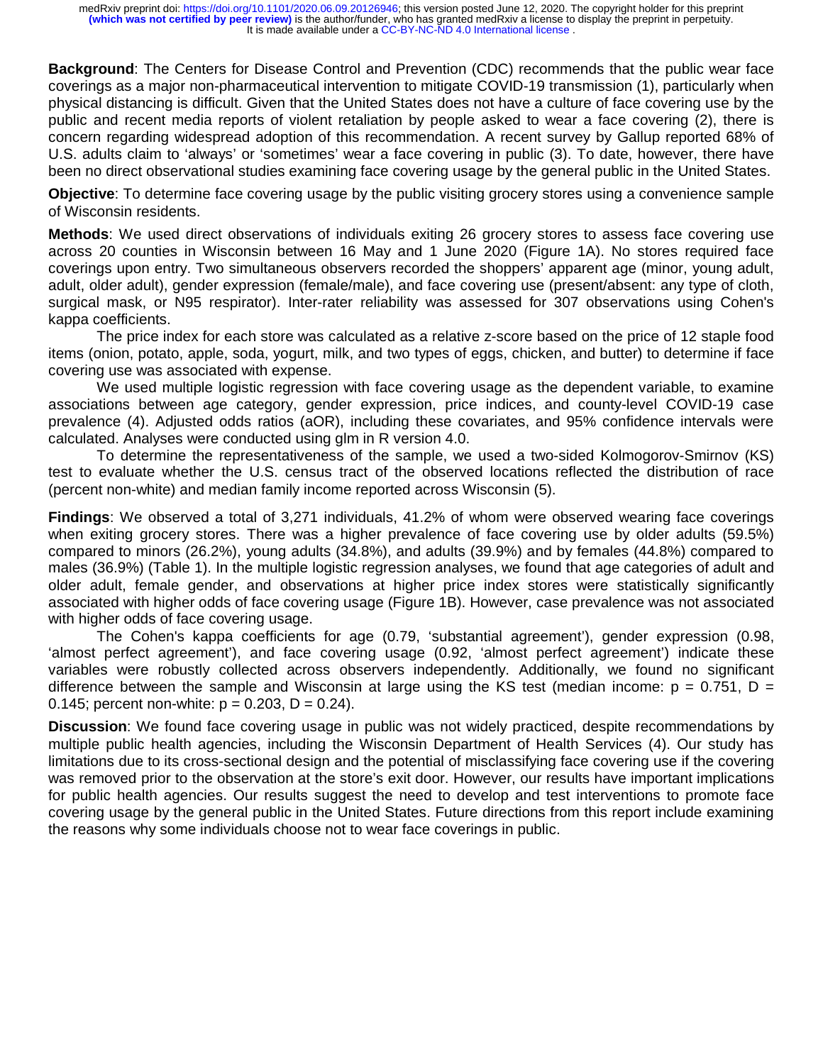**Background**: The Centers for Disease Control and Prevention (CDC) recommends that the public wear face coverings as a major non-pharmaceutical intervention to mitigate COVID-19 transmission (1), particularly when physical distancing is difficult. Given that the United States does not have a culture of face covering use by the public and recent media reports of violent retaliation by people asked to wear a face covering (2), there is concern regarding widespread adoption of this recommendation. A recent survey by Gallup reported 68% of U.S. adults claim to 'always' or 'sometimes' wear a face covering in public (3). To date, however, there have been no direct observational studies examining face covering usage by the general public in the United States.

**Objective**: To determine face covering usage by the public visiting grocery stores using a convenience sample of Wisconsin residents.

**Methods**: We used direct observations of individuals exiting 26 grocery stores to assess face covering use across 20 counties in Wisconsin between 16 May and 1 June 2020 (Figure 1A). No stores required face coverings upon entry. Two simultaneous observers recorded the shoppers' apparent age (minor, young adult, adult, older adult), gender expression (female/male), and face covering use (present/absent: any type of cloth, surgical mask, or N95 respirator). Inter-rater reliability was assessed for 307 observations using Cohen's kappa coefficients.

The price index for each store was calculated as a relative z-score based on the price of 12 staple food items (onion, potato, apple, soda, yogurt, milk, and two types of eggs, chicken, and butter) to determine if face covering use was associated with expense.

We used multiple logistic regression with face covering usage as the dependent variable, to examine associations between age category, gender expression, price indices, and county-level COVID-19 case prevalence (4). Adjusted odds ratios (aOR), including these covariates, and 95% confidence intervals were calculated. Analyses were conducted using glm in R version 4.0.

To determine the representativeness of the sample, we used a two-sided Kolmogorov-Smirnov (KS) test to evaluate whether the U.S. census tract of the observed locations reflected the distribution of race (percent non-white) and median family income reported across Wisconsin (5).

**Findings**: We observed a total of 3,271 individuals, 41.2% of whom were observed wearing face coverings when exiting grocery stores. There was a higher prevalence of face covering use by older adults (59.5%) compared to minors (26.2%), young adults (34.8%), and adults (39.9%) and by females (44.8%) compared to males (36.9%) (Table 1). In the multiple logistic regression analyses, we found that age categories of adult and older adult, female gender, and observations at higher price index stores were statistically significantly associated with higher odds of face covering usage (Figure 1B). However, case prevalence was not associated with higher odds of face covering usage.

The Cohen's kappa coefficients for age (0.79, 'substantial agreement'), gender expression (0.98, 'almost perfect agreement'), and face covering usage (0.92, 'almost perfect agreement') indicate these variables were robustly collected across observers independently. Additionally, we found no significant difference between the sample and Wisconsin at large using the KS test (median income: $p = 0.751$, $D = 0.145$; percent non-white: $p = 0.203$, $D = 0.24$).

**Discussion**: We found face covering usage in public was not widely practiced, despite recommendations by multiple public health agencies, including the Wisconsin Department of Health Services (4). Our study has limitations due to its cross-sectional design and the potential of misclassifying face covering use if the covering was removed prior to the observation at the store's exit door. However, our results have important implications for public health agencies. Our results suggest the need to develop and test interventions to promote face covering usage by the general public in the United States. Future directions from this report include examining the reasons why some individuals choose not to wear face coverings in public.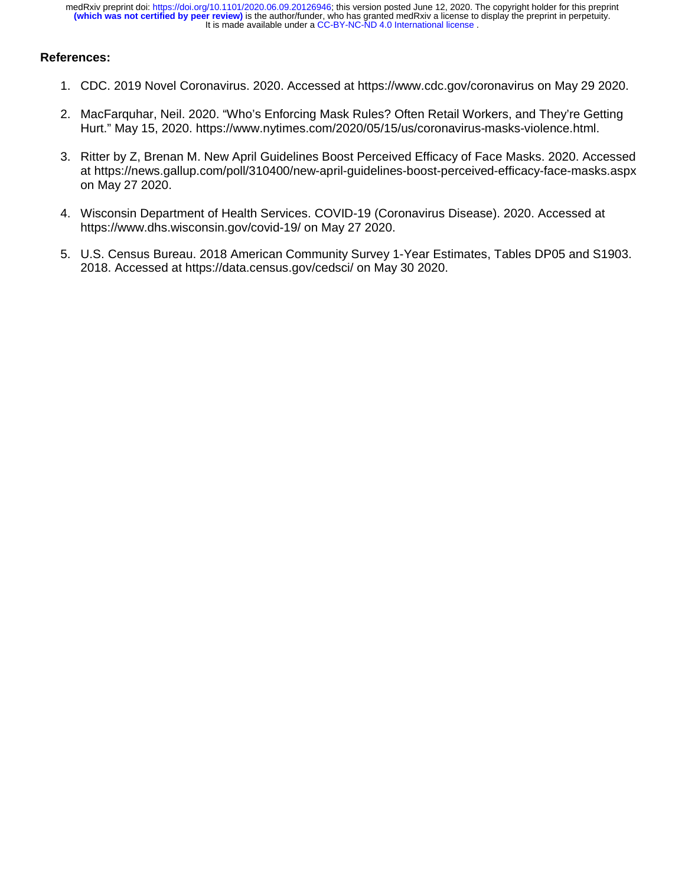**References:**

1. CDC. 2019 Novel Coronavirus. 2020. Accessed at https://www.cdc.gov/coronavirus on May 29 2020.
2. MacFarquhar, Neil. 2020. "Who's Enforcing Mask Rules? Often Retail Workers, and They're Getting Hurt." May 15, 2020. https://www.nytimes.com/2020/05/15/us/coronavirus-masks-violence.html.
3. Ritter by Z, Brenan M. New April Guidelines Boost Perceived Efficacy of Face Masks. 2020. Accessed at https://news.gallup.com/poll/310400/new-april-guidelines-boost-perceived-efficacy-face-masks.aspx on May 27 2020.
4. Wisconsin Department of Health Services. COVID-19 (Coronavirus Disease). 2020. Accessed at https://www.dhs.wisconsin.gov/covid-19/ on May 27 2020.
5. U.S. Census Bureau. 2018 American Community Survey 1-Year Estimates, Tables DP05 and S1903. 2018. Accessed at https://data.census.gov/cedsci/ on May 30 2020.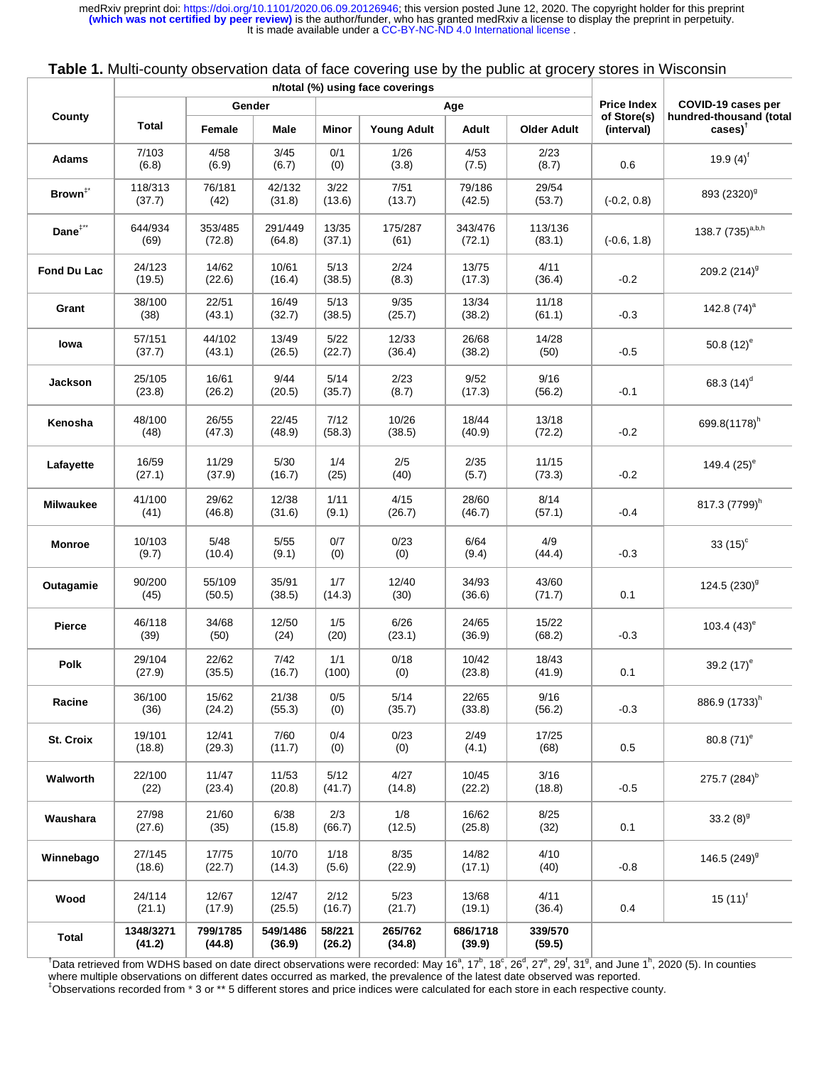**Table 1.** Multi-county observation data of face covering use by the public at grocery stores in Wisconsin

| County | n/total (%) using face coverings | | | | | | | Price Index of Store(s) (interval) | COVID-19 cases per hundred-thousand (total cases)[†] |
|---|---|---|---|---|---|---|---|---|---|
| | Total | Gender | | Age | | | | | |
| | | Female | Male | Minor | Young Adult | Adult | Older Adult | | |
| Adams | 7/103 (6.8) | 4/58 (6.9) | 3/45 (6.7) | 0/1 (0) | 1/26 (3.8) | 4/53 (7.5) | 2/23 (8.7) | 0.6 | 19.9 (4)[f] |
| Brown[‡*] | 118/313 (37.7) | 76/181 (42) | 42/132 (31.8) | 3/22 (13.6) | 7/51 (13.7) | 79/186 (42.5) | 29/54 (53.7) | (-0.2, 0.8) | 893 (2320)[g] |
| Dane[‡**] | 644/934 (69) | 353/485 (72.8) | 291/449 (64.8) | 13/35 (37.1) | 175/287 (61) | 343/476 (72.1) | 113/136 (83.1) | (-0.6, 1.8) | 138.7 (735)[a,b,h] |
| Fond Du Lac | 24/123 (19.5) | 14/62 (22.6) | 10/61 (16.4) | 5/13 (38.5) | 2/24 (8.3) | 13/75 (17.3) | 4/11 (36.4) | -0.2 | 209.2 (214)[g] |
| Grant | 38/100 (38) | 22/51 (43.1) | 16/49 (32.7) | 5/13 (38.5) | 9/35 (25.7) | 13/34 (38.2) | 11/18 (61.1) | -0.3 | 142.8 (74)[a] |
| Iowa | 57/151 (37.7) | 44/102 (43.1) | 13/49 (26.5) | 5/22 (22.7) | 12/33 (36.4) | 26/68 (38.2) | 14/28 (50) | -0.5 | 50.8 (12)[e] |
| Jackson | 25/105 (23.8) | 16/61 (26.2) | 9/44 (20.5) | 5/14 (35.7) | 2/23 (8.7) | 9/52 (17.3) | 9/16 (56.2) | -0.1 | 68.3 (14)[d] |
| Kenosha | 48/100 (48) | 26/55 (47.3) | 22/45 (48.9) | 7/12 (58.3) | 10/26 (38.5) | 18/44 (40.9) | 13/18 (72.2) | -0.2 | 699.8(1178)[h] |
| Lafayette | 16/59 (27.1) | 11/29 (37.9) | 5/30 (16.7) | 1/4 (25) | 2/5 (40) | 2/35 (5.7) | 11/15 (73.3) | -0.2 | 149.4 (25)[e] |
| Milwaukee | 41/100 (41) | 29/62 (46.8) | 12/38 (31.6) | 1/11 (9.1) | 4/15 (26.7) | 28/60 (46.7) | 8/14 (57.1) | -0.4 | 817.3 (7799)[h] |
| Monroe | 10/103 (9.7) | 5/48 (10.4) | 5/55 (9.1) | 0/7 (0) | 0/23 (0) | 6/64 (9.4) | 4/9 (44.4) | -0.3 | 33 (15)[c] |
| Outagamie | 90/200 (45) | 55/109 (50.5) | 35/91 (38.5) | 1/7 (14.3) | 12/40 (30) | 34/93 (36.6) | 43/60 (71.7) | 0.1 | 124.5 (230)[g] |
| Pierce | 46/118 (39) | 34/68 (50) | 12/50 (24) | 1/5 (20) | 6/26 (23.1) | 24/65 (36.9) | 15/22 (68.2) | -0.3 | 103.4 (43)[e] |
| Polk | 29/104 (27.9) | 22/62 (35.5) | 7/42 (16.7) | 1/1 (100) | 0/18 (0) | 10/42 (23.8) | 18/43 (41.9) | 0.1 | 39.2 (17)[e] |
| Racine | 36/100 (36) | 15/62 (24.2) | 21/38 (55.3) | 0/5 (0) | 5/14 (35.7) | 22/65 (33.8) | 9/16 (56.2) | -0.3 | 886.9 (1733)[h] |
| St. Croix | 19/101 (18.8) | 12/41 (29.3) | 7/60 (11.7) | 0/4 (0) | 0/23 (0) | 2/49 (4.1) | 17/25 (68) | 0.5 | 80.8 (71)[e] |
| Walworth | 22/100 (22) | 11/47 (23.4) | 11/53 (20.8) | 5/12 (41.7) | 4/27 (14.8) | 10/45 (22.2) | 3/16 (18.8) | -0.5 | 275.7 (284)[b] |
| Waushara | 27/98 (27.6) | 21/60 (35) | 6/38 (15.8) | 2/3 (66.7) | 1/8 (12.5) | 16/62 (25.8) | 8/25 (32) | 0.1 | 33.2 (8)[g] |
| Winnebago | 27/145 (18.6) | 17/75 (22.7) | 10/70 (14.3) | 1/18 (5.6) | 8/35 (22.9) | 14/82 (17.1) | 4/10 (40) | -0.8 | 146.5 (249)[g] |
| Wood | 24/114 (21.1) | 12/67 (17.9) | 12/47 (25.5) | 2/12 (16.7) | 5/23 (21.7) | 13/68 (19.1) | 4/11 (36.4) | 0.4 | 15 (11)[f] |
| **Total** | **1348/3271 (41.2)** | **799/1785 (44.8)** | **549/1486 (36.9)** | **58/221 (26.2)** | **265/762 (34.8)** | **686/1718 (39.9)** | **339/570 (59.5)** | | |

[†]Data retrieved from WDHS based on date direct observations were recorded: May 16[a], 17[b], 18[c], 26[d], 27[e], 29[f], 31[g], and June 1[h], 2020 (5). In counties where multiple observations on different dates occurred as marked, the prevalence of the latest date observed was reported.
[‡]Observations recorded from * 3 or ** 5 different stores and price indices were calculated for each store in each respective county.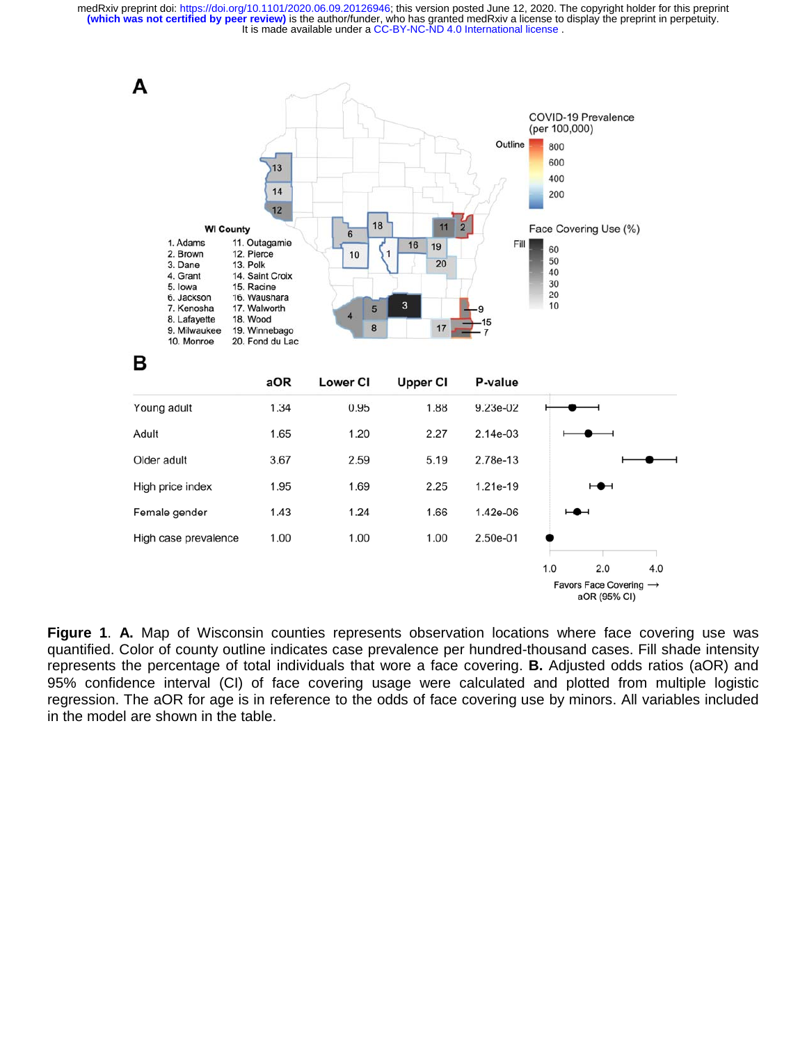**A**

COVID-19 Prevalence (per 100,000)

Outline

800

600

400

200

Face Covering Use (%)

Fill

60

50

40

30

20

10

WI County

1. Adams
2. Brown
3. Dane
4. Grant
5. Iowa
6. Jackson
7. Kenosha
8. Lafayette
9. Milwaukee
10. Monroe
11. Outagamie
12. Pierce
13. Polk
14. Saint Croix
15. Racine
16. Waushara
17. Walworth
18. Wood
19. Winnebago
20. Fond du Lac

**B**

| | aOR | Lower CI | Upper CI | P-value |
|---|---|---|---|---|
| Young adult | 1.34 | 0.95 | 1.88 | 9.23e-02 |
| Adult | 1.65 | 1.20 | 2.27 | 2.14e-03 |
| Older adult | 3.67 | 2.59 | 5.19 | 2.78e-13 |
| High price index | 1.95 | 1.69 | 2.25 | 1.21e-19 |
| Female gender | 1.43 | 1.24 | 1.66 | 1.42e-06 |
| High case prevalence | 1.00 | 1.00 | 1.00 | 2.50e-01 |

1.0

2.0

4.0

Favors Face Covering →

aOR (95% CI)

**Figure 1**. **A.** Map of Wisconsin counties represents observation locations where face covering use was quantified. Color of county outline indicates case prevalence per hundred-thousand cases. Fill shade intensity represents the percentage of total individuals that wore a face covering. **B.** Adjusted odds ratios (aOR) and 95% confidence interval (CI) of face covering usage were calculated and plotted from multiple logistic regression. The aOR for age is in reference to the odds of face covering use by minors. All variables included in the model are shown in the table.